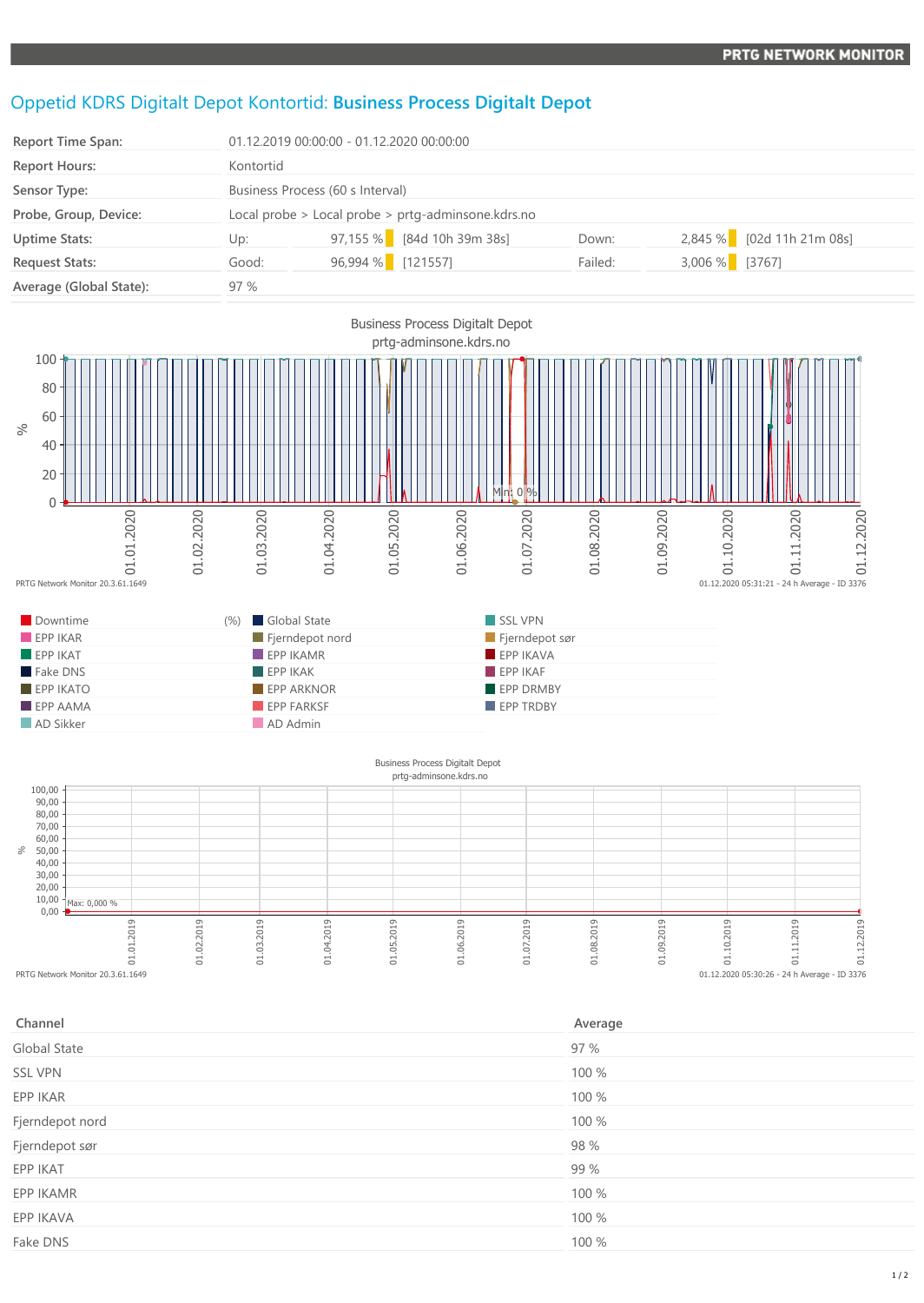# Oppetid KDRS Digitalt Depot Kontortid: **Business Process Digitalt Depot**

| | | | | | |
|---|---|---|---|---|---|
| **Report Time Span:** | 01.12.2019 00:00:00 - 01.12.2020 00:00:00 | | | | |
| **Report Hours:** | Kontortid | | | | |
| **Sensor Type:** | Business Process (60 s Interval) | | | | |
| **Probe, Group, Device:** | Local probe > Local probe > prtg-adminsone.kdrs.no | | | | |
| **Uptime Stats:** | Up: | 97,155 % [84d 10h 39m 38s] | Down: | 2,845 % [02d 11h 21m 08s] | |
| **Request Stats:** | Good: | 96,994 % [121557] | Failed: | 3,006 % [3767] | |
| **Average (Global State):** | 97 % | | | | |

Business Process Digitalt Depot
prtg-adminsone.kdrs.no

PRTG Network Monitor 20.3.61.1649 — 01.12.2020 05:31:21 - 24 h Average - ID 3376

| | (%) | |
|---|---|---|
| Downtime | Global State | SSL VPN |
| EPP IKAR | Fjerndepot nord | Fjerndepot sør |
| EPP IKAT | EPP IKAMR | EPP IKAVA |
| Fake DNS | EPP IKAK | EPP IKAF |
| EPP IKATO | EPP ARKNOR | EPP DRMBY |
| EPP AAMA | EPP FARKSF | EPP TRDBY |
| AD Sikker | AD Admin | |

Business Process Digitalt Depot
prtg-adminsone.kdrs.no

PRTG Network Monitor 20.3.61.1649 — 01.12.2020 05:30:26 - 24 h Average - ID 3376

| Channel | Average |
|---|---|
| Global State | 97 % |
| SSL VPN | 100 % |
| EPP IKAR | 100 % |
| Fjerndepot nord | 100 % |
| Fjerndepot sør | 98 % |
| EPP IKAT | 99 % |
| EPP IKAMR | 100 % |
| EPP IKAVA | 100 % |
| Fake DNS | 100 % |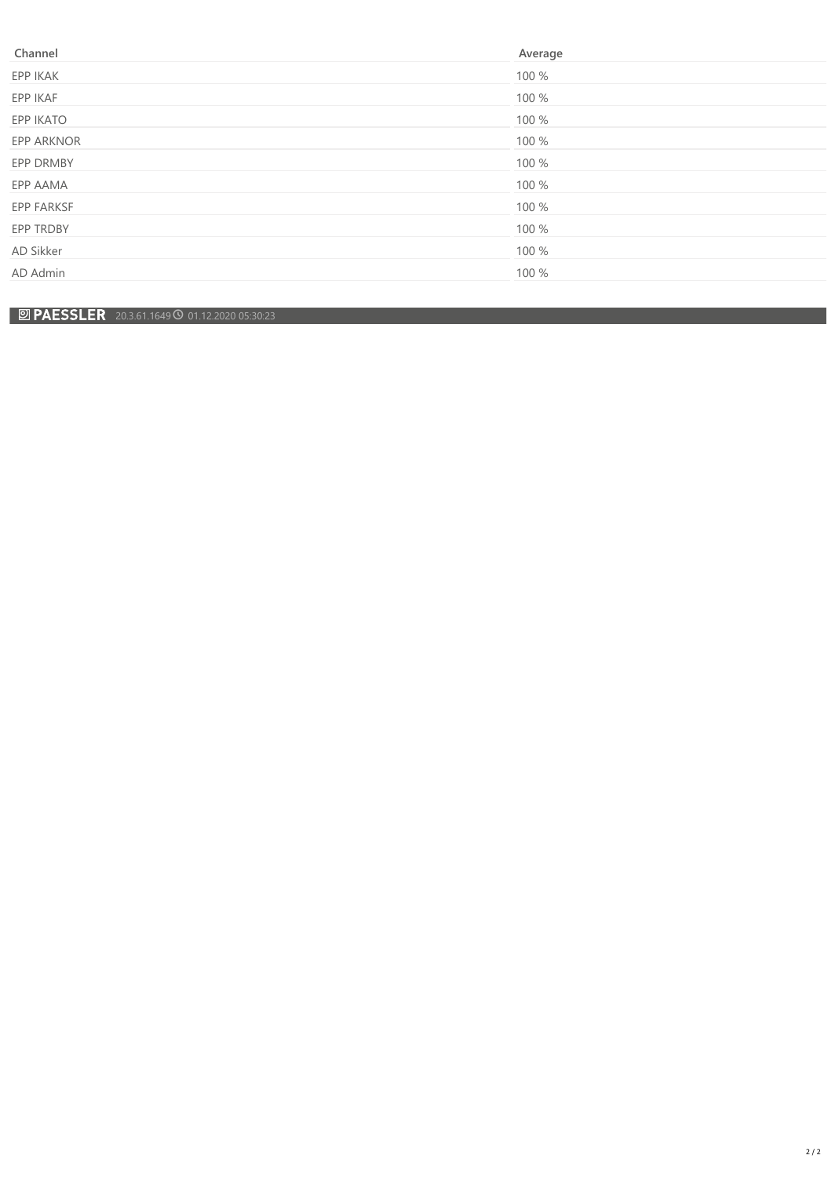| Channel | Average |
| --- | --- |
| EPP IKAK | 100 % |
| EPP IKAF | 100 % |
| EPP IKATO | 100 % |
| EPP ARKNOR | 100 % |
| EPP DRMBY | 100 % |
| EPP AAMA | 100 % |
| EPP FARKSF | 100 % |
| EPP TRDBY | 100 % |
| AD Sikker | 100 % |
| AD Admin | 100 % |

PAESSLER 20.3.61.1649 01.12.2020 05:30:23